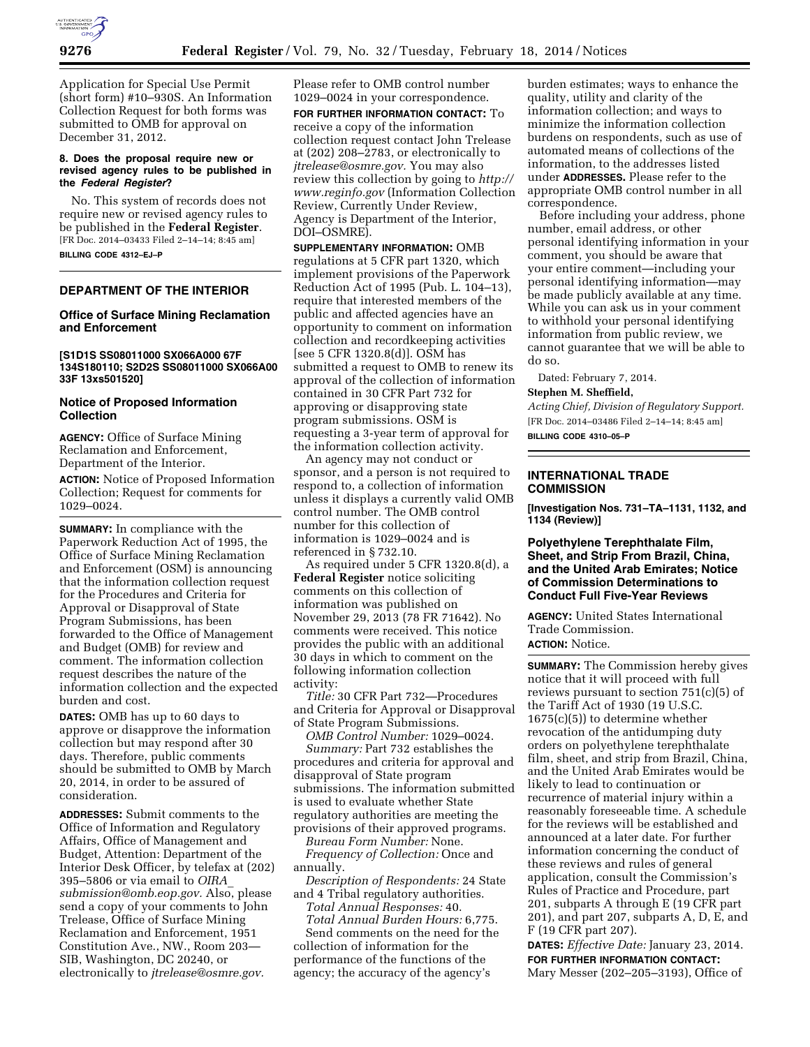Application for Special Use Permit (short form) #10–930S. An Information Collection Request for both forms was submitted to OMB for approval on December 31, 2012.

**8. Does the proposal require new or revised agency rules to be published in the *Federal Register*?**

No. This system of records does not require new or revised agency rules to be published in the **Federal Register**.

[FR Doc. 2014–03433 Filed 2–14–14; 8:45 am]

**BILLING CODE 4312–EJ–P**

## DEPARTMENT OF THE INTERIOR

### Office of Surface Mining Reclamation and Enforcement

**[S1D1S SS08011000 SX066A000 67F 134S180110; S2D2S SS08011000 SX066A00 33F 13xs501520]**

### Notice of Proposed Information Collection

**AGENCY:** Office of Surface Mining Reclamation and Enforcement, Department of the Interior.

**ACTION:** Notice of Proposed Information Collection; Request for comments for 1029–0024.

**SUMMARY:** In compliance with the Paperwork Reduction Act of 1995, the Office of Surface Mining Reclamation and Enforcement (OSM) is announcing that the information collection request for the Procedures and Criteria for Approval or Disapproval of State Program Submissions, has been forwarded to the Office of Management and Budget (OMB) for review and comment. The information collection request describes the nature of the information collection and the expected burden and cost.

**DATES:** OMB has up to 60 days to approve or disapprove the information collection but may respond after 30 days. Therefore, public comments should be submitted to OMB by March 20, 2014, in order to be assured of consideration.

**ADDRESSES:** Submit comments to the Office of Information and Regulatory Affairs, Office of Management and Budget, Attention: Department of the Interior Desk Officer, by telefax at (202) 395–5806 or via email to *OIRA_submission@omb.eop.gov.* Also, please send a copy of your comments to John Trelease, Office of Surface Mining Reclamation and Enforcement, 1951 Constitution Ave., NW., Room 203—SIB, Washington, DC 20240, or electronically to *jtrelease@osmre.gov.* Please refer to OMB control number 1029–0024 in your correspondence.

**FOR FURTHER INFORMATION CONTACT:** To receive a copy of the information collection request contact John Trelease at (202) 208–2783, or electronically to *jtrelease@osmre.gov.* You may also review this collection by going to *http://www.reginfo.gov* (Information Collection Review, Currently Under Review, Agency is Department of the Interior, DOI–OSMRE).

**SUPPLEMENTARY INFORMATION:** OMB regulations at 5 CFR part 1320, which implement provisions of the Paperwork Reduction Act of 1995 (Pub. L. 104–13), require that interested members of the public and affected agencies have an opportunity to comment on information collection and recordkeeping activities [see 5 CFR 1320.8(d)]. OSM has submitted a request to OMB to renew its approval of the collection of information contained in 30 CFR Part 732 for approving or disapproving state program submissions. OSM is requesting a 3-year term of approval for the information collection activity.

An agency may not conduct or sponsor, and a person is not required to respond to, a collection of information unless it displays a currently valid OMB control number. The OMB control number for this collection of information is 1029–0024 and is referenced in § 732.10.

As required under 5 CFR 1320.8(d), a **Federal Register** notice soliciting comments on this collection of information was published on November 29, 2013 (78 FR 71642). No comments were received. This notice provides the public with an additional 30 days in which to comment on the following information collection activity:

*Title:* 30 CFR Part 732—Procedures and Criteria for Approval or Disapproval of State Program Submissions.

*OMB Control Number:* 1029–0024.

*Summary:* Part 732 establishes the procedures and criteria for approval and disapproval of State program submissions. The information submitted is used to evaluate whether State regulatory authorities are meeting the provisions of their approved programs.

*Bureau Form Number:* None.

*Frequency of Collection:* Once and annually.

*Description of Respondents:* 24 State and 4 Tribal regulatory authorities.

*Total Annual Responses:* 40.

*Total Annual Burden Hours:* 6,775.

Send comments on the need for the collection of information for the performance of the functions of the agency; the accuracy of the agency's burden estimates; ways to enhance the quality, utility and clarity of the information collection; and ways to minimize the information collection burdens on respondents, such as use of automated means of collections of the information, to the addresses listed under **ADDRESSES.** Please refer to the appropriate OMB control number in all correspondence.

Before including your address, phone number, email address, or other personal identifying information in your comment, you should be aware that your entire comment—including your personal identifying information—may be made publicly available at any time. While you can ask us in your comment to withhold your personal identifying information from public review, we cannot guarantee that we will be able to do so.

Dated: February 7, 2014.

**Stephen M. Sheffield,**

*Acting Chief, Division of Regulatory Support.*

[FR Doc. 2014–03486 Filed 2–14–14; 8:45 am]

**BILLING CODE 4310–05–P**

## INTERNATIONAL TRADE COMMISSION

**[Investigation Nos. 731–TA–1131, 1132, and 1134 (Review)]**

### Polyethylene Terephthalate Film, Sheet, and Strip From Brazil, China, and the United Arab Emirates; Notice of Commission Determinations to Conduct Full Five-Year Reviews

**AGENCY:** United States International Trade Commission.

**ACTION:** Notice.

**SUMMARY:** The Commission hereby gives notice that it will proceed with full reviews pursuant to section 751(c)(5) of the Tariff Act of 1930 (19 U.S.C. 1675(c)(5)) to determine whether revocation of the antidumping duty orders on polyethylene terephthalate film, sheet, and strip from Brazil, China, and the United Arab Emirates would be likely to lead to continuation or recurrence of material injury within a reasonably foreseeable time. A schedule for the reviews will be established and announced at a later date. For further information concerning the conduct of these reviews and rules of general application, consult the Commission's Rules of Practice and Procedure, part 201, subparts A through E (19 CFR part 201), and part 207, subparts A, D, E, and F (19 CFR part 207).

**DATES:** *Effective Date:* January 23, 2014.

**FOR FURTHER INFORMATION CONTACT:** Mary Messer (202–205–3193), Office of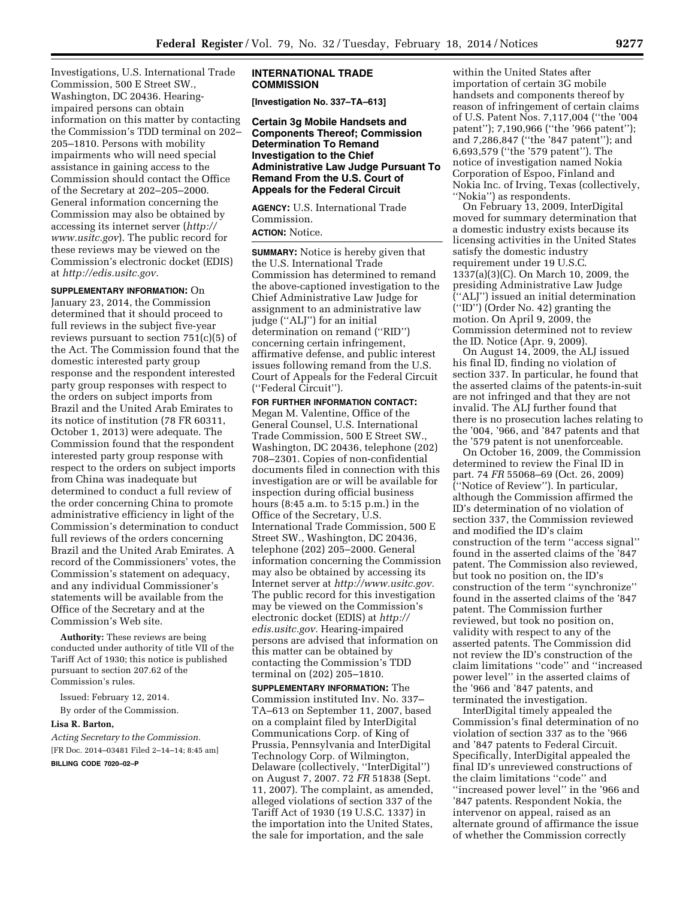Investigations, U.S. International Trade Commission, 500 E Street SW., Washington, DC 20436. Hearing-impaired persons can obtain information on this matter by contacting the Commission's TDD terminal on 202–205–1810. Persons with mobility impairments who will need special assistance in gaining access to the Commission should contact the Office of the Secretary at 202–205–2000. General information concerning the Commission may also be obtained by accessing its internet server (*http://www.usitc.gov*). The public record for these reviews may be viewed on the Commission's electronic docket (EDIS) at *http://edis.usitc.gov.*

**SUPPLEMENTARY INFORMATION:** On January 23, 2014, the Commission determined that it should proceed to full reviews in the subject five-year reviews pursuant to section 751(c)(5) of the Act. The Commission found that the domestic interested party group response and the respondent interested party group responses with respect to the orders on subject imports from Brazil and the United Arab Emirates to its notice of institution (78 FR 60311, October 1, 2013) were adequate. The Commission found that the respondent interested party group response with respect to the orders on subject imports from China was inadequate but determined to conduct a full review of the order concerning China to promote administrative efficiency in light of the Commission's determination to conduct full reviews of the orders concerning Brazil and the United Arab Emirates. A record of the Commissioners' votes, the Commission's statement on adequacy, and any individual Commissioner's statements will be available from the Office of the Secretary and at the Commission's Web site.

**Authority:** These reviews are being conducted under authority of title VII of the Tariff Act of 1930; this notice is published pursuant to section 207.62 of the Commission's rules.

Issued: February 12, 2014.

By order of the Commission.

**Lisa R. Barton,**

*Acting Secretary to the Commission.*

[FR Doc. 2014–03481 Filed 2–14–14; 8:45 am]

**BILLING CODE 7020–02–P**

## INTERNATIONAL TRADE COMMISSION

**[Investigation No. 337–TA–613]**

### Certain 3g Mobile Handsets and Components Thereof; Commission Determination To Remand Investigation to the Chief Administrative Law Judge Pursuant To Remand From the U.S. Court of Appeals for the Federal Circuit

**AGENCY:** U.S. International Trade Commission.

**ACTION:** Notice.

**SUMMARY:** Notice is hereby given that the U.S. International Trade Commission has determined to remand the above-captioned investigation to the Chief Administrative Law Judge for assignment to an administrative law judge (''ALJ'') for an initial determination on remand (''RID'') concerning certain infringement, affirmative defense, and public interest issues following remand from the U.S. Court of Appeals for the Federal Circuit (''Federal Circuit'').

**FOR FURTHER INFORMATION CONTACT:** Megan M. Valentine, Office of the General Counsel, U.S. International Trade Commission, 500 E Street SW., Washington, DC 20436, telephone (202) 708–2301. Copies of non-confidential documents filed in connection with this investigation are or will be available for inspection during official business hours (8:45 a.m. to 5:15 p.m.) in the Office of the Secretary, U.S. International Trade Commission, 500 E Street SW., Washington, DC 20436, telephone (202) 205–2000. General information concerning the Commission may also be obtained by accessing its Internet server at *http://www.usitc.gov.* The public record for this investigation may be viewed on the Commission's electronic docket (EDIS) at *http://edis.usitc.gov.* Hearing-impaired persons are advised that information on this matter can be obtained by contacting the Commission's TDD terminal on (202) 205–1810.

**SUPPLEMENTARY INFORMATION:** The Commission instituted Inv. No. 337–TA–613 on September 11, 2007, based on a complaint filed by InterDigital Communications Corp. of King of Prussia, Pennsylvania and InterDigital Technology Corp. of Wilmington, Delaware (collectively, ''InterDigital'') on August 7, 2007. 72 *FR* 51838 (Sept. 11, 2007). The complaint, as amended, alleged violations of section 337 of the Tariff Act of 1930 (19 U.S.C. 1337) in the importation into the United States, the sale for importation, and the sale within the United States after importation of certain 3G mobile handsets and components thereof by reason of infringement of certain claims of U.S. Patent Nos. 7,117,004 (''the '004 patent''); 7,190,966 (''the '966 patent''); and 7,286,847 (''the '847 patent''); and 6,693,579 (''the '579 patent''). The notice of investigation named Nokia Corporation of Espoo, Finland and Nokia Inc. of Irving, Texas (collectively, ''Nokia'') as respondents.

On February 13, 2009, InterDigital moved for summary determination that a domestic industry exists because its licensing activities in the United States satisfy the domestic industry requirement under 19 U.S.C. 1337(a)(3)(C). On March 10, 2009, the presiding Administrative Law Judge (''ALJ'') issued an initial determination (''ID'') (Order No. 42) granting the motion. On April 9, 2009, the Commission determined not to review the ID. Notice (Apr. 9, 2009).

On August 14, 2009, the ALJ issued his final ID, finding no violation of section 337. In particular, he found that the asserted claims of the patents-in-suit are not infringed and that they are not invalid. The ALJ further found that there is no prosecution laches relating to the '004, '966, and '847 patents and that the '579 patent is not unenforceable.

On October 16, 2009, the Commission determined to review the Final ID in part. 74 *FR* 55068–69 (Oct. 26, 2009) (''Notice of Review''). In particular, although the Commission affirmed the ID's determination of no violation of section 337, the Commission reviewed and modified the ID's claim construction of the term ''access signal'' found in the asserted claims of the '847 patent. The Commission also reviewed, but took no position on, the ID's construction of the term ''synchronize'' found in the asserted claims of the '847 patent. The Commission further reviewed, but took no position on, validity with respect to any of the asserted patents. The Commission did not review the ID's construction of the claim limitations ''code'' and ''increased power level'' in the asserted claims of the '966 and '847 patents, and terminated the investigation.

InterDigital timely appealed the Commission's final determination of no violation of section 337 as to the '966 and '847 patents to Federal Circuit. Specifically, InterDigital appealed the final ID's unreviewed constructions of the claim limitations ''code'' and ''increased power level'' in the '966 and '847 patents. Respondent Nokia, the intervenor on appeal, raised as an alternate ground of affirmance the issue of whether the Commission correctly